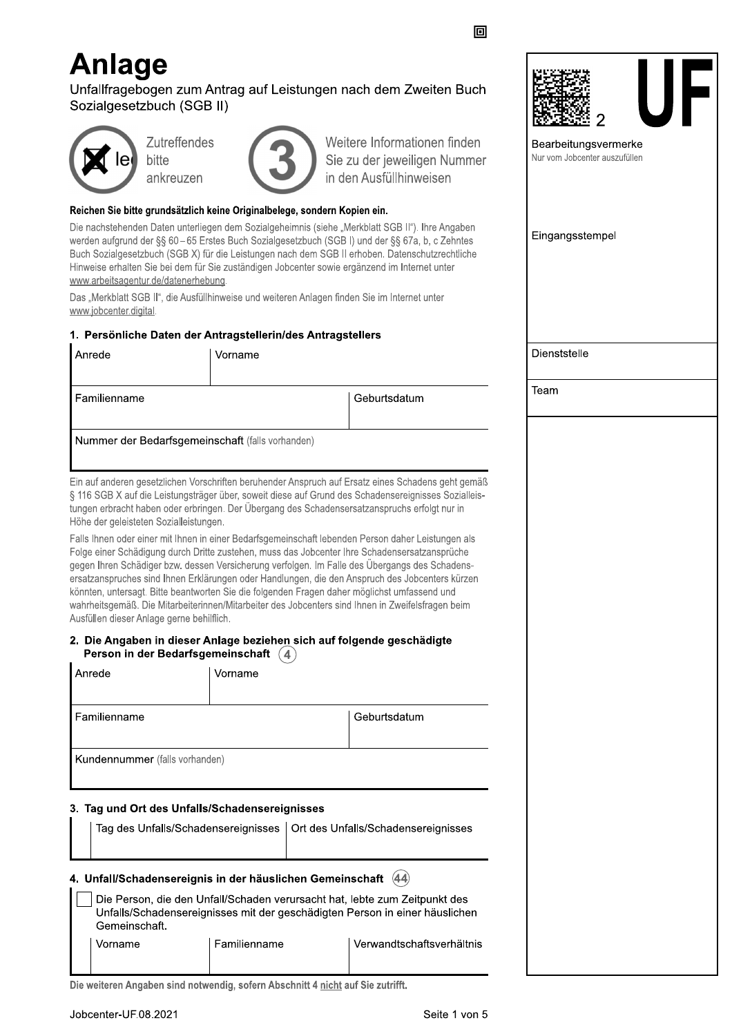# Anlage

Unfallfragebogen zum Antrag auf Leistungen nach dem Zweiten Buch Sozialgesetzbuch (SGB II)

Zutreffendes bitte ankreuzen

Weitere Informationen finden Sie zu der jeweiligen Nummer in den Ausfüllhinweisen

**UF**

| Bearbeitungsvermerke<br>Nur vom Jobcenter auszufüllen |
|---|
| Eingangsstempel |
| Dienststelle |
| Team |

**Reichen Sie bitte grundsätzlich keine Originalbelege, sondern Kopien ein.**

Die nachstehenden Daten unterliegen dem Sozialgeheimnis (siehe „Merkblatt SGB II"). Ihre Angaben werden aufgrund der §§ 60 – 65 Erstes Buch Sozialgesetzbuch (SGB I) und der §§ 67a, b, c Zehntes Buch Sozialgesetzbuch (SGB X) für die Leistungen nach dem SGB II erhoben. Datenschutzrechtliche Hinweise erhalten Sie bei dem für Sie zuständigen Jobcenter sowie ergänzend im Internet unter www.arbeitsagentur.de/datenerhebung.

Das „Merkblatt SGB II", die Ausfüllhinweise und weiteren Anlagen finden Sie im Internet unter www.jobcenter.digital.

## 1. Persönliche Daten der Antragstellerin/des Antragstellers

| Anrede | Vorname | |
|---|---|---|
| **Familienname** | | **Geburtsdatum** |
| **Nummer der Bedarfsgemeinschaft** (falls vorhanden) | | |

Ein auf anderen gesetzlichen Vorschriften beruhender Anspruch auf Ersatz eines Schadens geht gemäß § 116 SGB X auf die Leistungsträger über, soweit diese auf Grund des Schadensereignisses Sozialleistungen erbracht haben oder erbringen. Der Übergang des Schadensersatzanspruchs erfolgt nur in Höhe der geleisteten Sozialleistungen.

Falls Ihnen oder einer mit Ihnen in einer Bedarfsgemeinschaft lebenden Person daher Leistungen als Folge einer Schädigung durch Dritte zustehen, muss das Jobcenter Ihre Schadensersatzansprüche gegen Ihren Schädiger bzw. dessen Versicherung verfolgen. Im Falle des Übergangs des Schadensersatzanspruches sind Ihnen Erklärungen oder Handlungen, die den Anspruch des Jobcenters kürzen könnten, untersagt. Bitte beantworten Sie die folgenden Fragen daher möglichst umfassend und wahrheitsgemäß. Die Mitarbeiterinnen/Mitarbeiter des Jobcenters sind Ihnen in Zweifelsfragen beim Ausfüllen dieser Anlage gerne behilflich.

## 2. Die Angaben in dieser Anlage beziehen sich auf folgende geschädigte Person in der Bedarfsgemeinschaft (4)

| Anrede | Vorname | |
|---|---|---|
| **Familienname** | | **Geburtsdatum** |
| **Kundennummer** (falls vorhanden) | | |

## 3. Tag und Ort des Unfalls/Schadensereignisses

| Tag des Unfalls/Schadensereignisses | Ort des Unfalls/Schadensereignisses |
|---|---|
| | |

## 4. Unfall/Schadensereignis in der häuslichen Gemeinschaft (44)

☐ Die Person, die den Unfall/Schaden verursacht hat, lebte zum Zeitpunkt des Unfalls/Schadensereignisses mit der geschädigten Person in einer häuslichen Gemeinschaft.

| Vorname | Familienname | Verwandtschaftsverhältnis |
|---|---|---|
| | | |

**Die weiteren Angaben sind notwendig, sofern Abschnitt 4 nicht auf Sie zutrifft.**

Jobcenter-UF.08.2021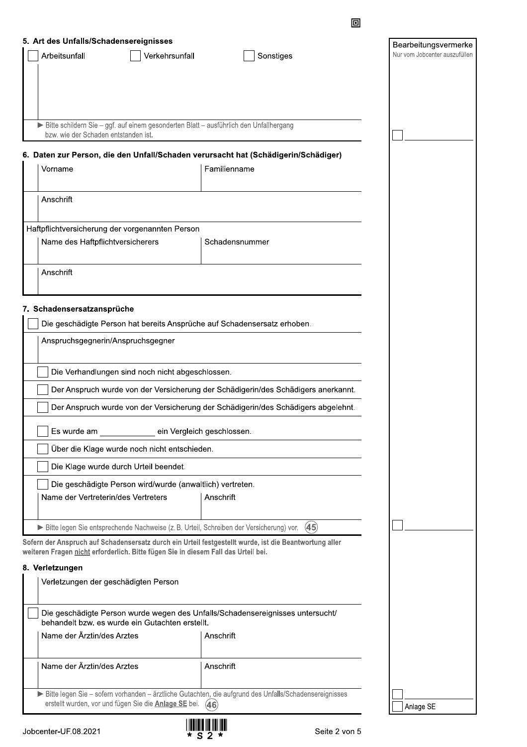## 5. Art des Unfalls/Schadensereignisses

☐ Arbeitsunfall ☐ Verkehrsunfall ☐ Sonstiges

► Bitte schildern Sie – ggf. auf einem gesonderten Blatt – ausführlich den Unfallhergang bzw. wie der Schaden entstanden ist.

## 6. Daten zur Person, die den Unfall/Schaden verursacht hat (Schädigerin/Schädiger)

| Vorname | Familienname |
|---|---|
| | |

Anschrift

Haftpflichtversicherung der vorgenannten Person

| Name des Haftpflichtversicherers | Schadensnummer |
|---|---|
| | |

Anschrift

## 7. Schadensersatzansprüche

☐ Die geschädigte Person hat bereits Ansprüche auf Schadensersatz erhoben.

Anspruchsgegnerin/Anspruchsgegner

☐ Die Verhandlungen sind noch nicht abgeschlossen.

☐ Der Anspruch wurde von der Versicherung der Schädigerin/des Schädigers anerkannt.

☐ Der Anspruch wurde von der Versicherung der Schädigerin/des Schädigers abgelehnt.

☐ Es wurde am ____________ ein Vergleich geschlossen.

☐ Über die Klage wurde noch nicht entschieden.

☐ Die Klage wurde durch Urteil beendet.

☐ Die geschädigte Person wird/wurde (anwaltlich) vertreten.

| Name der Vertreterin/des Vertreters | Anschrift |
|---|---|
| | |

► Bitte legen Sie entsprechende Nachweise (z. B. Urteil, Schreiben der Versicherung) vor. (45)

**Sofern der Anspruch auf Schadensersatz durch ein Urteil festgestellt wurde, ist die Beantwortung aller weiteren Fragen nicht erforderlich. Bitte fügen Sie in diesem Fall das Urteil bei.**

## 8. Verletzungen

Verletzungen der geschädigten Person

☐ Die geschädigte Person wurde wegen des Unfalls/Schadensereignisses untersucht/behandelt bzw. es wurde ein Gutachten erstellt.

| Name der Ärztin/des Arztes | Anschrift |
|---|---|
| | |
| **Name der Ärztin/des Arztes** | **Anschrift** |
| | |

► Bitte legen Sie – sofern vorhanden – ärztliche Gutachten, die aufgrund des Unfalls/Schadensereignisses erstellt wurden, vor und fügen Sie die **Anlage SE** bei. (46)

---

**Bearbeitungsvermerke**
Nur vom Jobcenter auszufüllen

☐ ____________

☐ ____________

☐ ____________

☐ Anlage SE

Jobcenter-UF.08.2021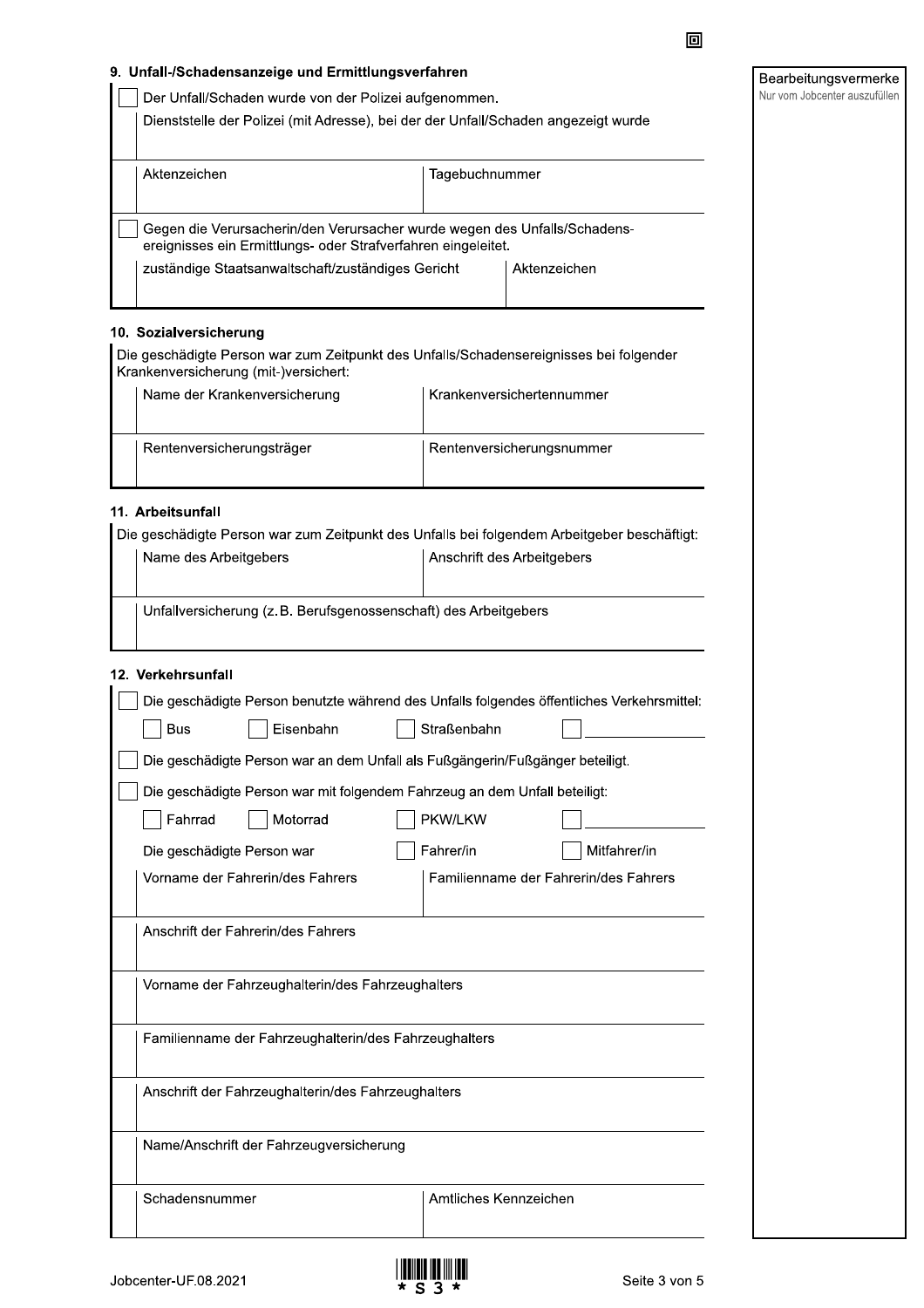## 9. Unfall-/Schadensanzeige und Ermittlungsverfahren

☐ Der Unfall/Schaden wurde von der Polizei aufgenommen.

| Dienststelle der Polizei (mit Adresse), bei der der Unfall/Schaden angezeigt wurde | |
| --- | --- |
| Aktenzeichen | Tagebuchnummer |

☐ Gegen die Verursacherin/den Verursacher wurde wegen des Unfalls/Schadensereignisses ein Ermittlungs- oder Strafverfahren eingeleitet.

| zuständige Staatsanwaltschaft/zuständiges Gericht | Aktenzeichen |
| --- | --- |
| | |

## 10. Sozialversicherung

Die geschädigte Person war zum Zeitpunkt des Unfalls/Schadensereignisses bei folgender Krankenversicherung (mit-)versichert:

| Name der Krankenversicherung | Krankenversichertennummer |
| --- | --- |
| Rentenversicherungsträger | Rentenversicherungsnummer |

## 11. Arbeitsunfall

Die geschädigte Person war zum Zeitpunkt des Unfalls bei folgendem Arbeitgeber beschäftigt:

| Name des Arbeitgebers | Anschrift des Arbeitgebers |
| --- | --- |
| Unfallversicherung (z. B. Berufsgenossenschaft) des Arbeitgebers | |

## 12. Verkehrsunfall

☐ Die geschädigte Person benutzte während des Unfalls folgendes öffentliches Verkehrsmittel:

☐ Bus ☐ Eisenbahn ☐ Straßenbahn ☐ ____________

☐ Die geschädigte Person war an dem Unfall als Fußgängerin/Fußgänger beteiligt.

☐ Die geschädigte Person war mit folgendem Fahrzeug an dem Unfall beteiligt:

☐ Fahrrad ☐ Motorrad ☐ PKW/LKW ☐ ____________

Die geschädigte Person war ☐ Fahrer/in ☐ Mitfahrer/in

| Vorname der Fahrerin/des Fahrers | Familienname der Fahrerin/des Fahrers |
| --- | --- |
| Anschrift der Fahrerin/des Fahrers | |
| Vorname der Fahrzeughalterin/des Fahrzeughalters | |
| Familienname der Fahrzeughalterin/des Fahrzeughalters | |
| Anschrift der Fahrzeughalterin/des Fahrzeughalters | |
| Name/Anschrift der Fahrzeugversicherung | |
| Schadensnummer | Amtliches Kennzeichen |

Bearbeitungsvermerke
Nur vom Jobcenter auszufüllen

Jobcenter-UF.08.2021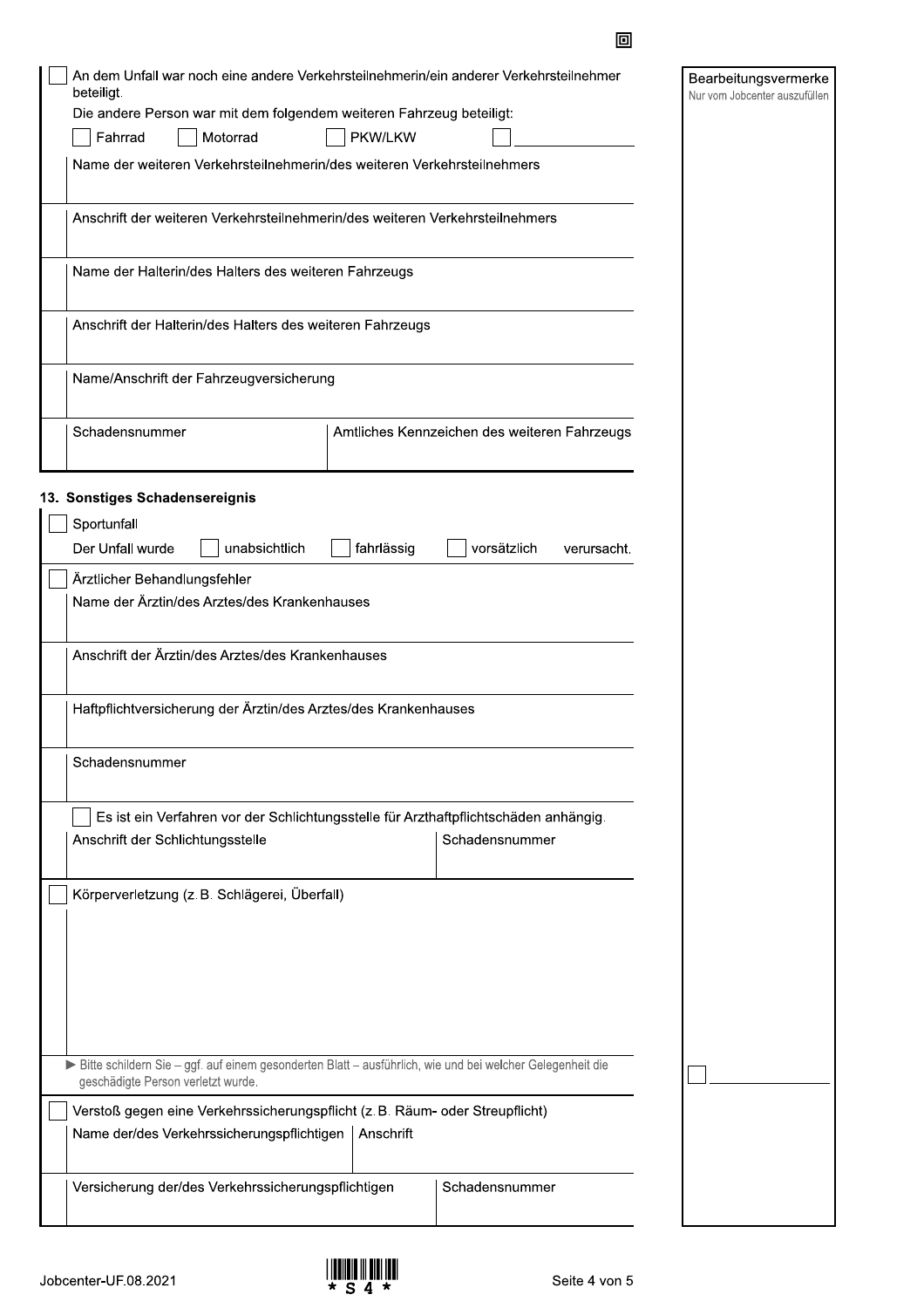☐ An dem Unfall war noch eine andere Verkehrsteilnehmerin/ein anderer Verkehrsteilnehmer beteiligt.

Die andere Person war mit dem folgendem weiteren Fahrzeug beteiligt:

☐ Fahrrad ☐ Motorrad ☐ PKW/LKW ☐ ____________

| Name der weiteren Verkehrsteilnehmerin/des weiteren Verkehrsteilnehmers | |
|---|---|
| Anschrift der weiteren Verkehrsteilnehmerin/des weiteren Verkehrsteilnehmers | |
| Name der Halterin/des Halters des weiteren Fahrzeugs | |
| Anschrift der Halterin/des Halters des weiteren Fahrzeugs | |
| Name/Anschrift der Fahrzeugversicherung | |
| Schadensnummer | Amtliches Kennzeichen des weiteren Fahrzeugs |

## 13. Sonstiges Schadensereignis

☐ Sportunfall

Der Unfall wurde ☐ unabsichtlich ☐ fahrlässig ☐ vorsätzlich verursacht.

☐ Ärztlicher Behandlungsfehler

| Name der Ärztin/des Arztes/des Krankenhauses | |
|---|---|
| Anschrift der Ärztin/des Arztes/des Krankenhauses | |
| Haftpflichtversicherung der Ärztin/des Arztes/des Krankenhauses | |
| Schadensnummer | |

☐ Es ist ein Verfahren vor der Schlichtungsstelle für Arzthaftpflichtschäden anhängig.

| Anschrift der Schlichtungsstelle | Schadensnummer |
|---|---|
| | |

☐ Körperverletzung (z. B. Schlägerei, Überfall)

► Bitte schildern Sie – ggf. auf einem gesonderten Blatt – ausführlich, wie und bei welcher Gelegenheit die geschädigte Person verletzt wurde.

☐ Verstoß gegen eine Verkehrssicherungspflicht (z. B. Räum- oder Streupflicht)

| Name der/des Verkehrssicherungspflichtigen | Anschrift |
|---|---|
| Versicherung der/des Verkehrssicherungspflichtigen | Schadensnummer |

Bearbeitungsvermerke
Nur vom Jobcenter auszufüllen

☐ ____________

Jobcenter-UF.08.2021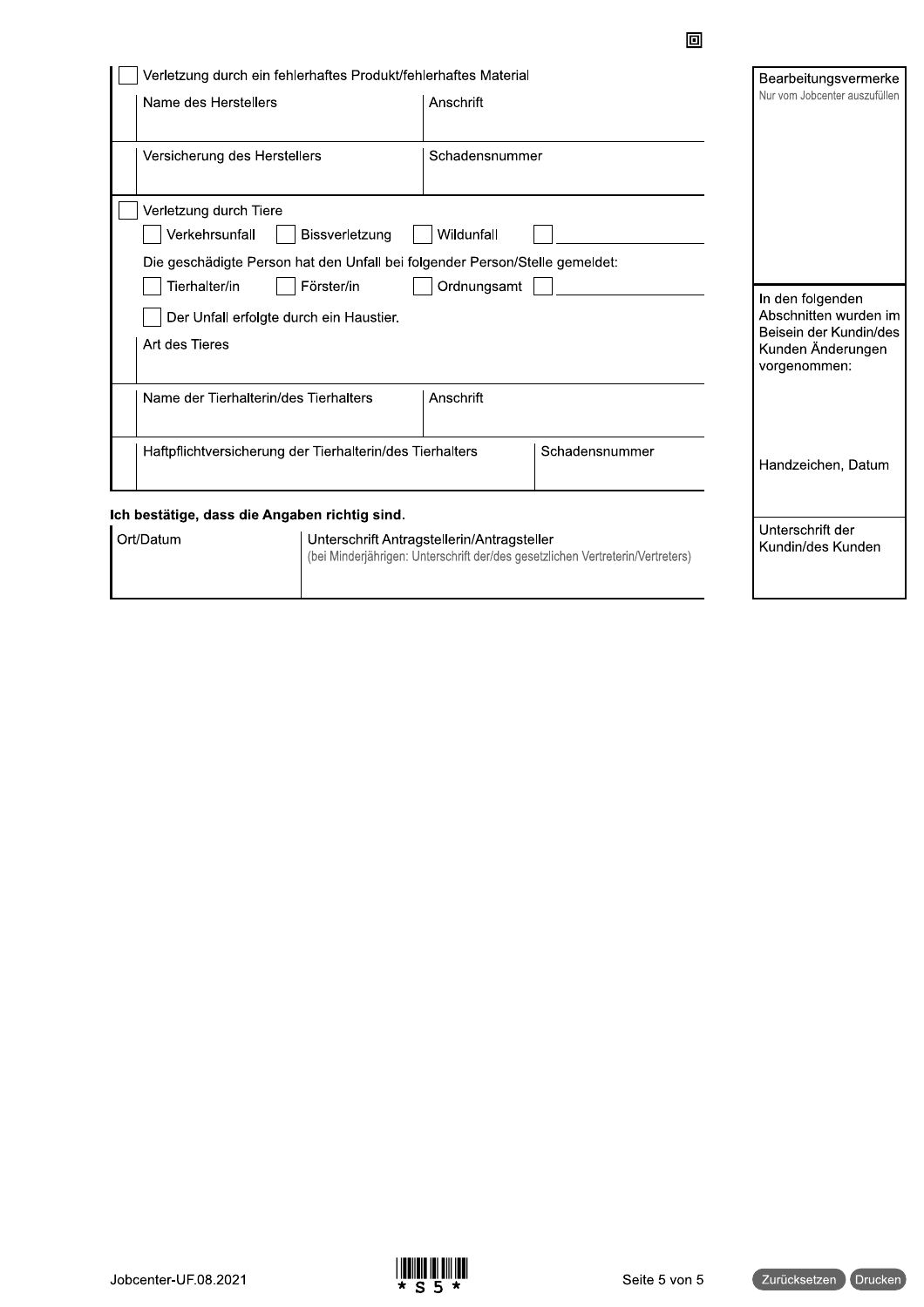☐ Verletzung durch ein fehlerhaftes Produkt/fehlerhaftes Material

| Name des Herstellers | Anschrift |
|---|---|
| | |

| Versicherung des Herstellers | Schadensnummer |
|---|---|
| | |

☐ Verletzung durch Tiere

☐ Verkehrsunfall ☐ Bissverletzung ☐ Wildunfall ☐ ____________

Die geschädigte Person hat den Unfall bei folgender Person/Stelle gemeldet:

☐ Tierhalter/in ☐ Förster/in ☐ Ordnungsamt ☐ ____________

☐ Der Unfall erfolgte durch ein Haustier.

Art des Tieres

| Name der Tierhalterin/des Tierhalters | Anschrift |
|---|---|
| | |

| Haftpflichtversicherung der Tierhalterin/des Tierhalters | Schadensnummer |
|---|---|
| | |

**Ich bestätige, dass die Angaben richtig sind.**

| Ort/Datum | Unterschrift Antragstellerin/Antragsteller (bei Minderjährigen: Unterschrift der/des gesetzlichen Vertreterin/Vertreters) |
|---|---|
| | |

Bearbeitungsvermerke
Nur vom Jobcenter auszufüllen

In den folgenden Abschnitten wurden im Beisein der Kundin/des Kunden Änderungen vorgenommen:

Handzeichen, Datum

Unterschrift der Kundin/des Kunden

Jobcenter-UF.08.2021

Zurücksetzen Drucken